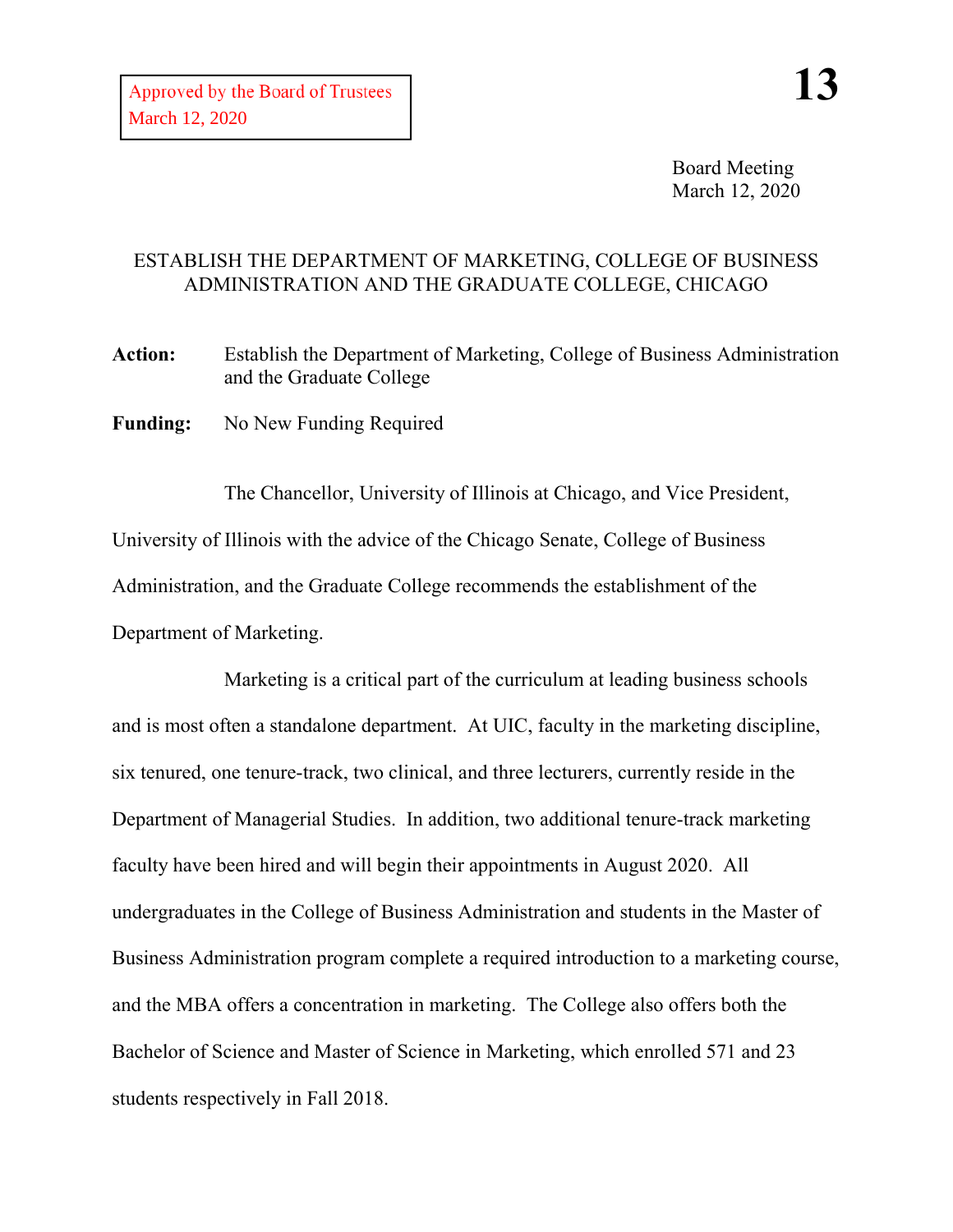Approved by the Board of Trustees
March 12, 2020

**13**

Board Meeting
March 12, 2020

## ESTABLISH THE DEPARTMENT OF MARKETING, COLLEGE OF BUSINESS ADMINISTRATION AND THE GRADUATE COLLEGE, CHICAGO

**Action:** Establish the Department of Marketing, College of Business Administration and the Graduate College

**Funding:** No New Funding Required

The Chancellor, University of Illinois at Chicago, and Vice President, University of Illinois with the advice of the Chicago Senate, College of Business Administration, and the Graduate College recommends the establishment of the Department of Marketing.

Marketing is a critical part of the curriculum at leading business schools and is most often a standalone department. At UIC, faculty in the marketing discipline, six tenured, one tenure-track, two clinical, and three lecturers, currently reside in the Department of Managerial Studies. In addition, two additional tenure-track marketing faculty have been hired and will begin their appointments in August 2020. All undergraduates in the College of Business Administration and students in the Master of Business Administration program complete a required introduction to a marketing course, and the MBA offers a concentration in marketing. The College also offers both the Bachelor of Science and Master of Science in Marketing, which enrolled 571 and 23 students respectively in Fall 2018.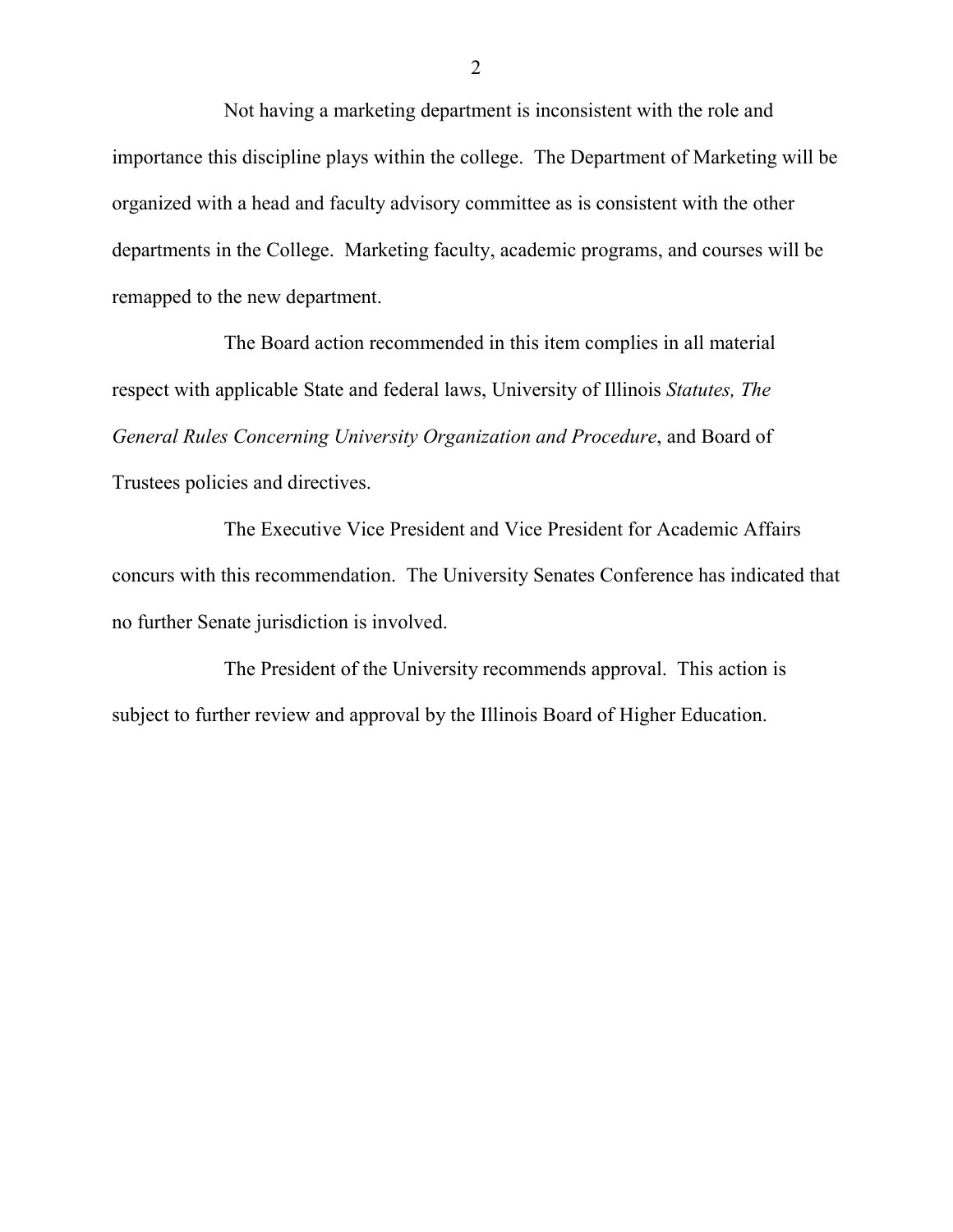Not having a marketing department is inconsistent with the role and importance this discipline plays within the college. The Department of Marketing will be organized with a head and faculty advisory committee as is consistent with the other departments in the College. Marketing faculty, academic programs, and courses will be remapped to the new department.

The Board action recommended in this item complies in all material respect with applicable State and federal laws, University of Illinois *Statutes, The General Rules Concerning University Organization and Procedure*, and Board of Trustees policies and directives.

The Executive Vice President and Vice President for Academic Affairs concurs with this recommendation. The University Senates Conference has indicated that no further Senate jurisdiction is involved.

The President of the University recommends approval. This action is subject to further review and approval by the Illinois Board of Higher Education.